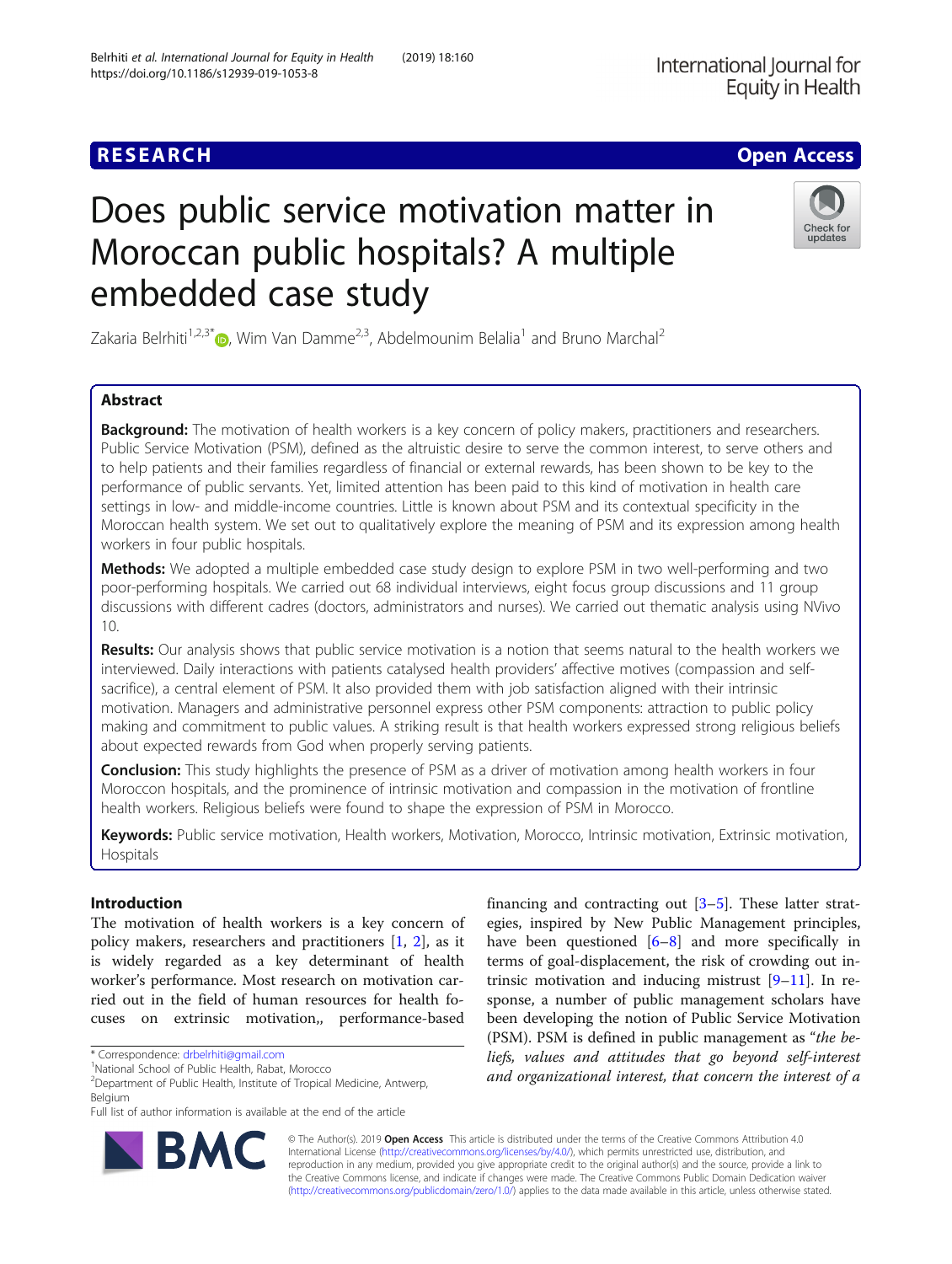RESEARCH Open Access

# Does public service motivation matter in Moroccan public hospitals? A multiple embedded case study

Zakaria Belrhiti[1,2,3*], Wim Van Damme[2,3], Abdelmounim Belalia[1] and Bruno Marchal[2]

## Abstract

**Background:** The motivation of health workers is a key concern of policy makers, practitioners and researchers. Public Service Motivation (PSM), defined as the altruistic desire to serve the common interest, to serve others and to help patients and their families regardless of financial or external rewards, has been shown to be key to the performance of public servants. Yet, limited attention has been paid to this kind of motivation in health care settings in low- and middle-income countries. Little is known about PSM and its contextual specificity in the Moroccan health system. We set out to qualitatively explore the meaning of PSM and its expression among health workers in four public hospitals.

**Methods:** We adopted a multiple embedded case study design to explore PSM in two well-performing and two poor-performing hospitals. We carried out 68 individual interviews, eight focus group discussions and 11 group discussions with different cadres (doctors, administrators and nurses). We carried out thematic analysis using NVivo 10.

**Results:** Our analysis shows that public service motivation is a notion that seems natural to the health workers we interviewed. Daily interactions with patients catalysed health providers' affective motives (compassion and self-sacrifice), a central element of PSM. It also provided them with job satisfaction aligned with their intrinsic motivation. Managers and administrative personnel express other PSM components: attraction to public policy making and commitment to public values. A striking result is that health workers expressed strong religious beliefs about expected rewards from God when properly serving patients.

**Conclusion:** This study highlights the presence of PSM as a driver of motivation among health workers in four Moroccon hospitals, and the prominence of intrinsic motivation and compassion in the motivation of frontline health workers. Religious beliefs were found to shape the expression of PSM in Morocco.

**Keywords:** Public service motivation, Health workers, Motivation, Morocco, Intrinsic motivation, Extrinsic motivation, Hospitals

## Introduction

The motivation of health workers is a key concern of policy makers, researchers and practitioners [1, 2], as it is widely regarded as a key determinant of health worker's performance. Most research on motivation carried out in the field of human resources for health focuses on extrinsic motivation,, performance-based financing and contracting out [3–5]. These latter strategies, inspired by New Public Management principles, have been questioned [6–8] and more specifically in terms of goal-displacement, the risk of crowding out intrinsic motivation and inducing mistrust [9–11]. In response, a number of public management scholars have been developing the notion of Public Service Motivation (PSM). PSM is defined in public management as *"the beliefs, values and attitudes that go beyond self-interest and organizational interest, that concern the interest of a*

* Correspondence: drbelrhiti@gmail.com
[1]National School of Public Health, Rabat, Morocco
[2]Department of Public Health, Institute of Tropical Medicine, Antwerp, Belgium
Full list of author information is available at the end of the article

© The Author(s). 2019 **Open Access** This article is distributed under the terms of the Creative Commons Attribution 4.0 International License (http://creativecommons.org/licenses/by/4.0/), which permits unrestricted use, distribution, and reproduction in any medium, provided you give appropriate credit to the original author(s) and the source, provide a link to the Creative Commons license, and indicate if changes were made. The Creative Commons Public Domain Dedication waiver (http://creativecommons.org/publicdomain/zero/1.0/) applies to the data made available in this article, unless otherwise stated.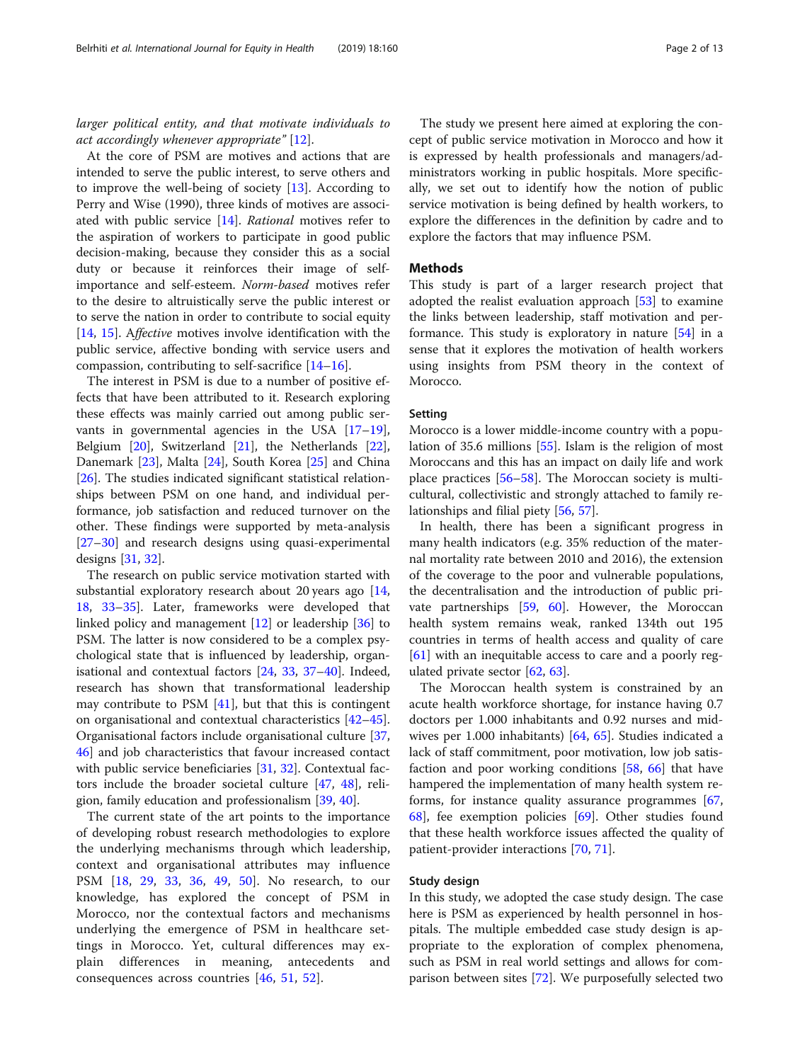*larger political entity, and that motivate individuals to act accordingly whenever appropriate"* [12].

At the core of PSM are motives and actions that are intended to serve the public interest, to serve others and to improve the well-being of society [13]. According to Perry and Wise (1990), three kinds of motives are associated with public service [14]. *Rational* motives refer to the aspiration of workers to participate in good public decision-making, because they consider this as a social duty or because it reinforces their image of self-importance and self-esteem. *Norm-based* motives refer to the desire to altruistically serve the public interest or to serve the nation in order to contribute to social equity [14, 15]. *Affective* motives involve identification with the public service, affective bonding with service users and compassion, contributing to self-sacrifice [14–16].

The interest in PSM is due to a number of positive effects that have been attributed to it. Research exploring these effects was mainly carried out among public servants in governmental agencies in the USA [17–19], Belgium [20], Switzerland [21], the Netherlands [22], Danemark [23], Malta [24], South Korea [25] and China [26]. The studies indicated significant statistical relationships between PSM on one hand, and individual performance, job satisfaction and reduced turnover on the other. These findings were supported by meta-analysis [27–30] and research designs using quasi-experimental designs [31, 32].

The research on public service motivation started with substantial exploratory research about 20 years ago [14, 18, 33–35]. Later, frameworks were developed that linked policy and management [12] or leadership [36] to PSM. The latter is now considered to be a complex psychological state that is influenced by leadership, organisational and contextual factors [24, 33, 37–40]. Indeed, research has shown that transformational leadership may contribute to PSM [41], but that this is contingent on organisational and contextual characteristics [42–45]. Organisational factors include organisational culture [37, 46] and job characteristics that favour increased contact with public service beneficiaries [31, 32]. Contextual factors include the broader societal culture [47, 48], religion, family education and professionalism [39, 40].

The current state of the art points to the importance of developing robust research methodologies to explore the underlying mechanisms through which leadership, context and organisational attributes may influence PSM [18, 29, 33, 36, 49, 50]. No research, to our knowledge, has explored the concept of PSM in Morocco, nor the contextual factors and mechanisms underlying the emergence of PSM in healthcare settings in Morocco. Yet, cultural differences may explain differences in meaning, antecedents and consequences across countries [46, 51, 52].

The study we present here aimed at exploring the concept of public service motivation in Morocco and how it is expressed by health professionals and managers/administrators working in public hospitals. More specifically, we set out to identify how the notion of public service motivation is being defined by health workers, to explore the differences in the definition by cadre and to explore the factors that may influence PSM.

## Methods

This study is part of a larger research project that adopted the realist evaluation approach [53] to examine the links between leadership, staff motivation and performance. This study is exploratory in nature [54] in a sense that it explores the motivation of health workers using insights from PSM theory in the context of Morocco.

### Setting

Morocco is a lower middle-income country with a population of 35.6 millions [55]. Islam is the religion of most Moroccans and this has an impact on daily life and work place practices [56–58]. The Moroccan society is multicultural, collectivistic and strongly attached to family relationships and filial piety [56, 57].

In health, there has been a significant progress in many health indicators (e.g. 35% reduction of the maternal mortality rate between 2010 and 2016), the extension of the coverage to the poor and vulnerable populations, the decentralisation and the introduction of public private partnerships [59, 60]. However, the Moroccan health system remains weak, ranked 134th out 195 countries in terms of health access and quality of care [61] with an inequitable access to care and a poorly regulated private sector [62, 63].

The Moroccan health system is constrained by an acute health workforce shortage, for instance having 0.7 doctors per 1.000 inhabitants and 0.92 nurses and midwives per 1.000 inhabitants) [64, 65]. Studies indicated a lack of staff commitment, poor motivation, low job satisfaction and poor working conditions [58, 66] that have hampered the implementation of many health system reforms, for instance quality assurance programmes [67, 68], fee exemption policies [69]. Other studies found that these health workforce issues affected the quality of patient-provider interactions [70, 71].

### Study design

In this study, we adopted the case study design. The case here is PSM as experienced by health personnel in hospitals. The multiple embedded case study design is appropriate to the exploration of complex phenomena, such as PSM in real world settings and allows for comparison between sites [72]. We purposefully selected two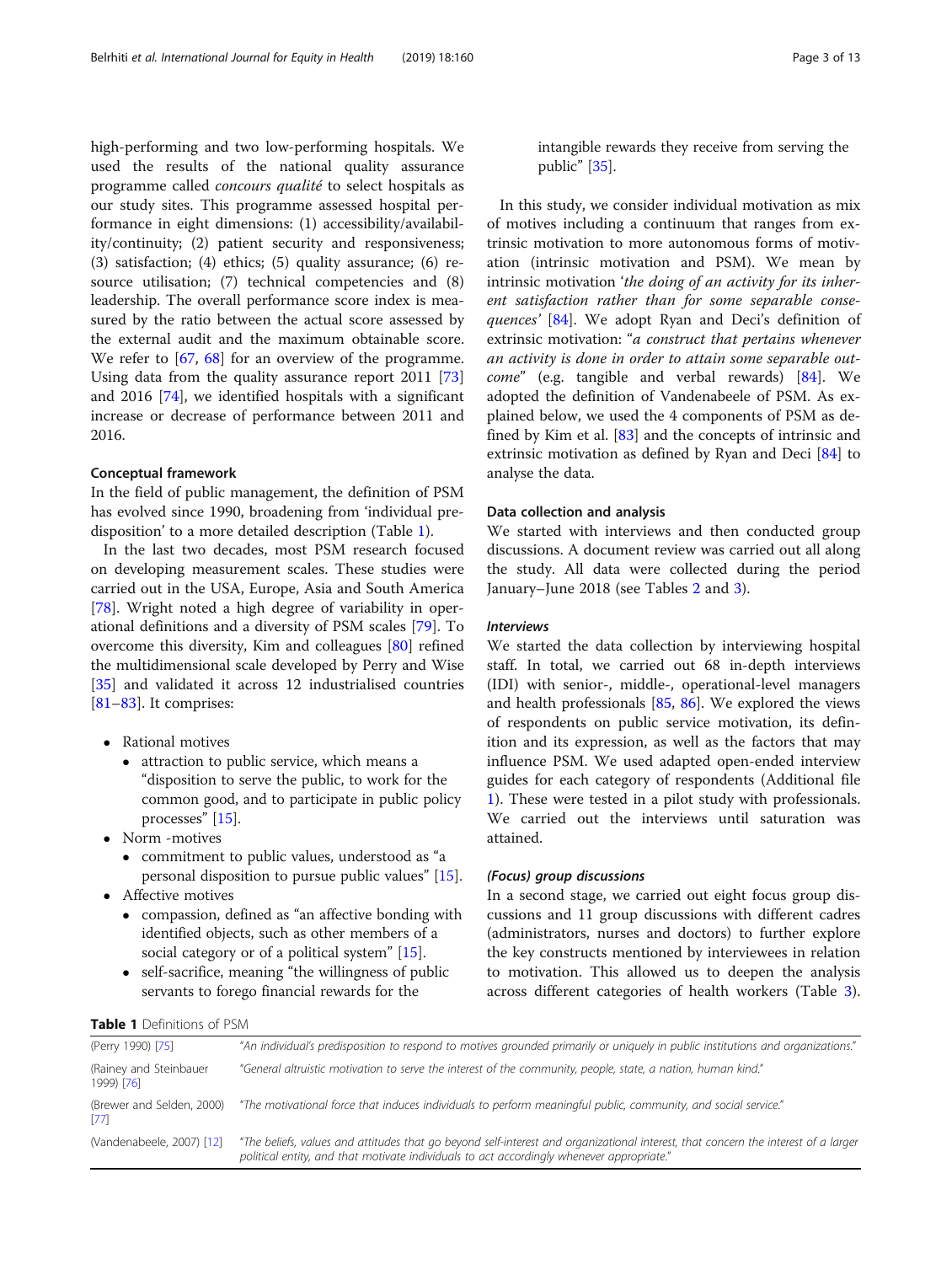high-performing and two low-performing hospitals. We used the results of the national quality assurance programme called *concours qualité* to select hospitals as our study sites. This programme assessed hospital performance in eight dimensions: (1) accessibility/availability/continuity; (2) patient security and responsiveness; (3) satisfaction; (4) ethics; (5) quality assurance; (6) resource utilisation; (7) technical competencies and (8) leadership. The overall performance score index is measured by the ratio between the actual score assessed by the external audit and the maximum obtainable score. We refer to [67, 68] for an overview of the programme. Using data from the quality assurance report 2011 [73] and 2016 [74], we identified hospitals with a significant increase or decrease of performance between 2011 and 2016.

### Conceptual framework

In the field of public management, the definition of PSM has evolved since 1990, broadening from 'individual predisposition' to a more detailed description (Table 1).

In the last two decades, most PSM research focused on developing measurement scales. These studies were carried out in the USA, Europe, Asia and South America [78]. Wright noted a high degree of variability in operational definitions and a diversity of PSM scales [79]. To overcome this diversity, Kim and colleagues [80] refined the multidimensional scale developed by Perry and Wise [35] and validated it across 12 industrialised countries [81–83]. It comprises:

- Rational motives
  - attraction to public service, which means a "disposition to serve the public, to work for the common good, and to participate in public policy processes" [15].
- Norm -motives
  - commitment to public values, understood as "a personal disposition to pursue public values" [15].
- Affective motives
  - compassion, defined as "an affective bonding with identified objects, such as other members of a social category or of a political system" [15].
  - self-sacrifice, meaning "the willingness of public servants to forego financial rewards for the intangible rewards they receive from serving the public" [35].

In this study, we consider individual motivation as mix of motives including a continuum that ranges from extrinsic motivation to more autonomous forms of motivation (intrinsic motivation and PSM). We mean by intrinsic motivation '*the doing of an activity for its inherent satisfaction rather than for some separable consequences*' [84]. We adopt Ryan and Deci's definition of extrinsic motivation: "*a construct that pertains whenever an activity is done in order to attain some separable outcome*" (e.g. tangible and verbal rewards) [84]. We adopted the definition of Vandenabeele of PSM. As explained below, we used the 4 components of PSM as defined by Kim et al. [83] and the concepts of intrinsic and extrinsic motivation as defined by Ryan and Deci [84] to analyse the data.

### Data collection and analysis

We started with interviews and then conducted group discussions. A document review was carried out all along the study. All data were collected during the period January–June 2018 (see Tables 2 and 3).

#### *Interviews*

We started the data collection by interviewing hospital staff. In total, we carried out 68 in-depth interviews (IDI) with senior-, middle-, operational-level managers and health professionals [85, 86]. We explored the views of respondents on public service motivation, its definition and its expression, as well as the factors that may influence PSM. We used adapted open-ended interview guides for each category of respondents (Additional file 1). These were tested in a pilot study with professionals. We carried out the interviews until saturation was attained.

#### *(Focus) group discussions*

In a second stage, we carried out eight focus group discussions and 11 group discussions with different cadres (administrators, nurses and doctors) to further explore the key constructs mentioned by interviewees in relation to motivation. This allowed us to deepen the analysis across different categories of health workers (Table 3).

**Table 1** Definitions of PSM

| | |
|---|---|
| (Perry 1990) [75] | *"An individual's predisposition to respond to motives grounded primarily or uniquely in public institutions and organizations."* |
| (Rainey and Steinbauer 1999) [76] | *"General altruistic motivation to serve the interest of the community, people, state, a nation, human kind."* |
| (Brewer and Selden, 2000) [77] | *"The motivational force that induces individuals to perform meaningful public, community, and social service."* |
| (Vandenabeele, 2007) [12] | *"The beliefs, values and attitudes that go beyond self-interest and organizational interest, that concern the interest of a larger political entity, and that motivate individuals to act accordingly whenever appropriate."* |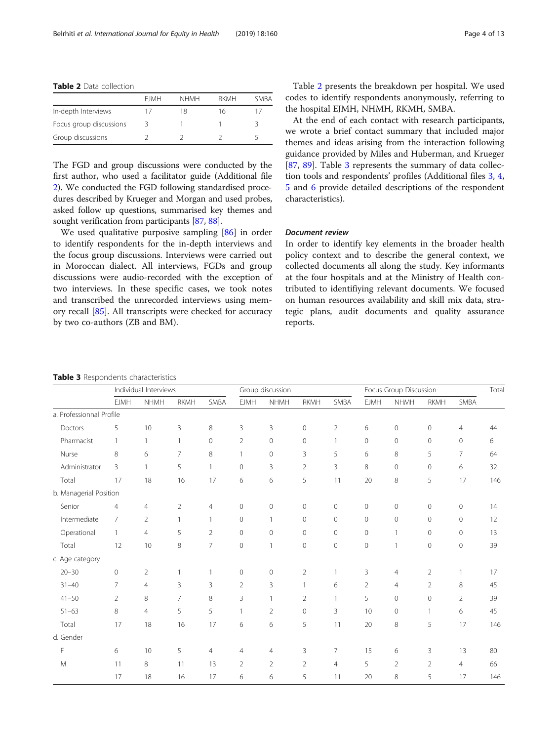**Table 2** Data collection

| | EJMH | NHMH | RKMH | SMBA |
|---|---|---|---|---|
| In-depth Interviews | 17 | 18 | 16 | 17 |
| Focus group discussions | 3 | 1 | 1 | 3 |
| Group discussions | 2 | 2 | 2 | 5 |

The FGD and group discussions were conducted by the first author, who used a facilitator guide (Additional file 2). We conducted the FGD following standardised procedures described by Krueger and Morgan and used probes, asked follow up questions, summarised key themes and sought verification from participants [87, 88].

We used qualitative purposive sampling [86] in order to identify respondents for the in-depth interviews and the focus group discussions. Interviews were carried out in Moroccan dialect. All interviews, FGDs and group discussions were audio-recorded with the exception of two interviews. In these specific cases, we took notes and transcribed the unrecorded interviews using memory recall [85]. All transcripts were checked for accuracy by two co-authors (ZB and BM).

Table 2 presents the breakdown per hospital. We used codes to identify respondents anonymously, referring to the hospital EJMH, NHMH, RKMH, SMBA.

At the end of each contact with research participants, we wrote a brief contact summary that included major themes and ideas arising from the interaction following guidance provided by Miles and Huberman, and Krueger [87, 89]. Table 3 represents the summary of data collection tools and respondents' profiles (Additional files 3, 4, 5 and 6 provide detailed descriptions of the respondent characteristics).

### *Document review*

In order to identify key elements in the broader health policy context and to describe the general context, we collected documents all along the study. Key informants at the four hospitals and at the Ministry of Health contributed to identifiying relevant documents. We focused on human resources availability and skill mix data, strategic plans, audit documents and quality assurance reports.

**Table 3** Respondents characteristics

| | Individual Interviews | | | | Group discussion | | | | Focus Group Discussion | | | | Total |
|---|---|---|---|---|---|---|---|---|---|---|---|---|---|
| | EJMH | NHMH | RKMH | SMBA | EJMH | NHMH | RKMH | SMBA | EJMH | NHMH | RKMH | SMBA | |
| a. Professionnal Profile | | | | | | | | | | | | | |
| Doctors | 5 | 10 | 3 | 8 | 3 | 3 | 0 | 2 | 6 | 0 | 0 | 4 | 44 |
| Pharmacist | 1 | 1 | 1 | 0 | 2 | 0 | 0 | 1 | 0 | 0 | 0 | 0 | 6 |
| Nurse | 8 | 6 | 7 | 8 | 1 | 0 | 3 | 5 | 6 | 8 | 5 | 7 | 64 |
| Administrator | 3 | 1 | 5 | 1 | 0 | 3 | 2 | 3 | 8 | 0 | 0 | 6 | 32 |
| Total | 17 | 18 | 16 | 17 | 6 | 6 | 5 | 11 | 20 | 8 | 5 | 17 | 146 |
| b. Managerial Position | | | | | | | | | | | | | |
| Senior | 4 | 4 | 2 | 4 | 0 | 0 | 0 | 0 | 0 | 0 | 0 | 0 | 14 |
| Intermediate | 7 | 2 | 1 | 1 | 0 | 1 | 0 | 0 | 0 | 0 | 0 | 0 | 12 |
| Operational | 1 | 4 | 5 | 2 | 0 | 0 | 0 | 0 | 0 | 1 | 0 | 0 | 13 |
| Total | 12 | 10 | 8 | 7 | 0 | 1 | 0 | 0 | 0 | 1 | 0 | 0 | 39 |
| c. Age category | | | | | | | | | | | | | |
| 20–30 | 0 | 2 | 1 | 1 | 0 | 0 | 2 | 1 | 3 | 4 | 2 | 1 | 17 |
| 31–40 | 7 | 4 | 3 | 3 | 2 | 3 | 1 | 6 | 2 | 4 | 2 | 8 | 45 |
| 41–50 | 2 | 8 | 7 | 8 | 3 | 1 | 2 | 1 | 5 | 0 | 0 | 2 | 39 |
| 51–63 | 8 | 4 | 5 | 5 | 1 | 2 | 0 | 3 | 10 | 0 | 1 | 6 | 45 |
| Total | 17 | 18 | 16 | 17 | 6 | 6 | 5 | 11 | 20 | 8 | 5 | 17 | 146 |
| d. Gender | | | | | | | | | | | | | |
| F | 6 | 10 | 5 | 4 | 4 | 4 | 3 | 7 | 15 | 6 | 3 | 13 | 80 |
| M | 11 | 8 | 11 | 13 | 2 | 2 | 2 | 4 | 5 | 2 | 2 | 4 | 66 |
| | 17 | 18 | 16 | 17 | 6 | 6 | 5 | 11 | 20 | 8 | 5 | 17 | 146 |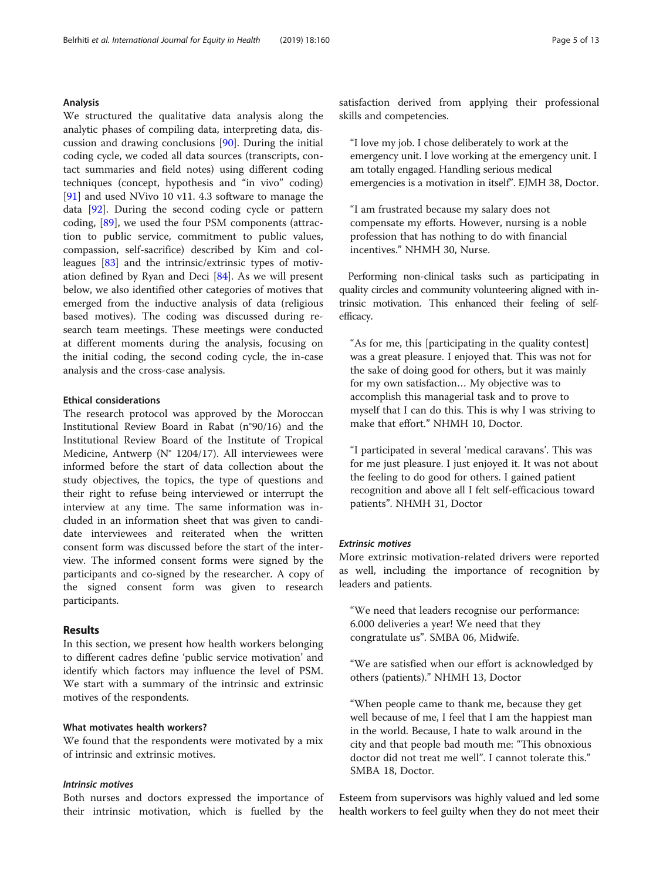### Analysis

We structured the qualitative data analysis along the analytic phases of compiling data, interpreting data, discussion and drawing conclusions [90]. During the initial coding cycle, we coded all data sources (transcripts, contact summaries and field notes) using different coding techniques (concept, hypothesis and "in vivo" coding) [91] and used NVivo 10 v11. 4.3 software to manage the data [92]. During the second coding cycle or pattern coding, [89], we used the four PSM components (attraction to public service, commitment to public values, compassion, self-sacrifice) described by Kim and colleagues [83] and the intrinsic/extrinsic types of motivation defined by Ryan and Deci [84]. As we will present below, we also identified other categories of motives that emerged from the inductive analysis of data (religious based motives). The coding was discussed during research team meetings. These meetings were conducted at different moments during the analysis, focusing on the initial coding, the second coding cycle, the in-case analysis and the cross-case analysis.

### Ethical considerations

The research protocol was approved by the Moroccan Institutional Review Board in Rabat (n°90/16) and the Institutional Review Board of the Institute of Tropical Medicine, Antwerp (N° 1204/17). All interviewees were informed before the start of data collection about the study objectives, the topics, the type of questions and their right to refuse being interviewed or interrupt the interview at any time. The same information was included in an information sheet that was given to candidate interviewees and reiterated when the written consent form was discussed before the start of the interview. The informed consent forms were signed by the participants and co-signed by the researcher. A copy of the signed consent form was given to research participants.

## Results

In this section, we present how health workers belonging to different cadres define 'public service motivation' and identify which factors may influence the level of PSM. We start with a summary of the intrinsic and extrinsic motives of the respondents.

### What motivates health workers?

We found that the respondents were motivated by a mix of intrinsic and extrinsic motives.

#### *Intrinsic motives*

Both nurses and doctors expressed the importance of their intrinsic motivation, which is fuelled by the satisfaction derived from applying their professional skills and competencies.

> "I love my job. I chose deliberately to work at the emergency unit. I love working at the emergency unit. I am totally engaged. Handling serious medical emergencies is a motivation in itself". EJMH 38, Doctor.

> "I am frustrated because my salary does not compensate my efforts. However, nursing is a noble profession that has nothing to do with financial incentives." NHMH 30, Nurse.

Performing non-clinical tasks such as participating in quality circles and community volunteering aligned with intrinsic motivation. This enhanced their feeling of self-efficacy.

> "As for me, this [participating in the quality contest] was a great pleasure. I enjoyed that. This was not for the sake of doing good for others, but it was mainly for my own satisfaction… My objective was to accomplish this managerial task and to prove to myself that I can do this. This is why I was striving to make that effort." NHMH 10, Doctor.

> "I participated in several 'medical caravans'. This was for me just pleasure. I just enjoyed it. It was not about the feeling to do good for others. I gained patient recognition and above all I felt self-efficacious toward patients". NHMH 31, Doctor

#### *Extrinsic motives*

More extrinsic motivation-related drivers were reported as well, including the importance of recognition by leaders and patients.

> "We need that leaders recognise our performance: 6.000 deliveries a year! We need that they congratulate us". SMBA 06, Midwife.

> "We are satisfied when our effort is acknowledged by others (patients)." NHMH 13, Doctor

> "When people came to thank me, because they get well because of me, I feel that I am the happiest man in the world. Because, I hate to walk around in the city and that people bad mouth me: "This obnoxious doctor did not treat me well". I cannot tolerate this." SMBA 18, Doctor.

Esteem from supervisors was highly valued and led some health workers to feel guilty when they do not meet their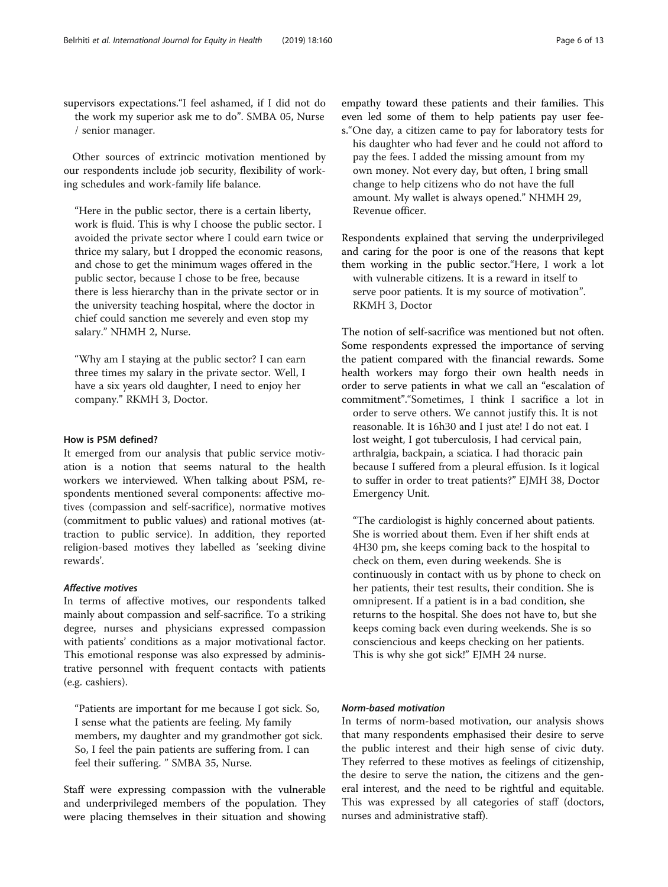supervisors expectations.“I feel ashamed, if I did not do the work my superior ask me to do”. SMBA 05, Nurse / senior manager.

Other sources of extrincic motivation mentioned by our respondents include job security, flexibility of working schedules and work-family life balance.

> “Here in the public sector, there is a certain liberty, work is fluid. This is why I choose the public sector. I avoided the private sector where I could earn twice or thrice my salary, but I dropped the economic reasons, and chose to get the minimum wages offered in the public sector, because I chose to be free, because there is less hierarchy than in the private sector or in the university teaching hospital, where the doctor in chief could sanction me severely and even stop my salary.” NHMH 2, Nurse.

> “Why am I staying at the public sector? I can earn three times my salary in the private sector. Well, I have a six years old daughter, I need to enjoy her company.” RKMH 3, Doctor.

### How is PSM defined?

It emerged from our analysis that public service motivation is a notion that seems natural to the health workers we interviewed. When talking about PSM, respondents mentioned several components: affective motives (compassion and self-sacrifice), normative motives (commitment to public values) and rational motives (attraction to public service). In addition, they reported religion-based motives they labelled as ‘seeking divine rewards’.

#### *Affective motives*

In terms of affective motives, our respondents talked mainly about compassion and self-sacrifice. To a striking degree, nurses and physicians expressed compassion with patients’ conditions as a major motivational factor. This emotional response was also expressed by administrative personnel with frequent contacts with patients (e.g. cashiers).

> “Patients are important for me because I got sick. So, I sense what the patients are feeling. My family members, my daughter and my grandmother got sick. So, I feel the pain patients are suffering from. I can feel their suffering. ” SMBA 35, Nurse.

Staff were expressing compassion with the vulnerable and underprivileged members of the population. They were placing themselves in their situation and showing empathy toward these patients and their families. This even led some of them to help patients pay user fees.“One day, a citizen came to pay for laboratory tests for his daughter who had fever and he could not afford to pay the fees. I added the missing amount from my own money. Not every day, but often, I bring small change to help citizens who do not have the full amount. My wallet is always opened.” NHMH 29, Revenue officer.

Respondents explained that serving the underprivileged and caring for the poor is one of the reasons that kept them working in the public sector.“Here, I work a lot with vulnerable citizens. It is a reward in itself to serve poor patients. It is my source of motivation”. RKMH 3, Doctor

The notion of self-sacrifice was mentioned but not often. Some respondents expressed the importance of serving the patient compared with the financial rewards. Some health workers may forgo their own health needs in order to serve patients in what we call an “escalation of commitment”.“Sometimes, I think I sacrifice a lot in order to serve others. We cannot justify this. It is not reasonable. It is 16h30 and I just ate! I do not eat. I lost weight, I got tuberculosis, I had cervical pain, arthralgia, backpain, a sciatica. I had thoracic pain because I suffered from a pleural effusion. Is it logical to suffer in order to treat patients?” EJMH 38, Doctor Emergency Unit.

> “The cardiologist is highly concerned about patients. She is worried about them. Even if her shift ends at 4H30 pm, she keeps coming back to the hospital to check on them, even during weekends. She is continuously in contact with us by phone to check on her patients, their test results, their condition. She is omnipresent. If a patient is in a bad condition, she returns to the hospital. She does not have to, but she keeps coming back even during weekends. She is so consciencious and keeps checking on her patients. This is why she got sick!” EJMH 24 nurse.

#### *Norm-based motivation*

In terms of norm-based motivation, our analysis shows that many respondents emphasised their desire to serve the public interest and their high sense of civic duty. They referred to these motives as feelings of citizenship, the desire to serve the nation, the citizens and the general interest, and the need to be rightful and equitable. This was expressed by all categories of staff (doctors, nurses and administrative staff).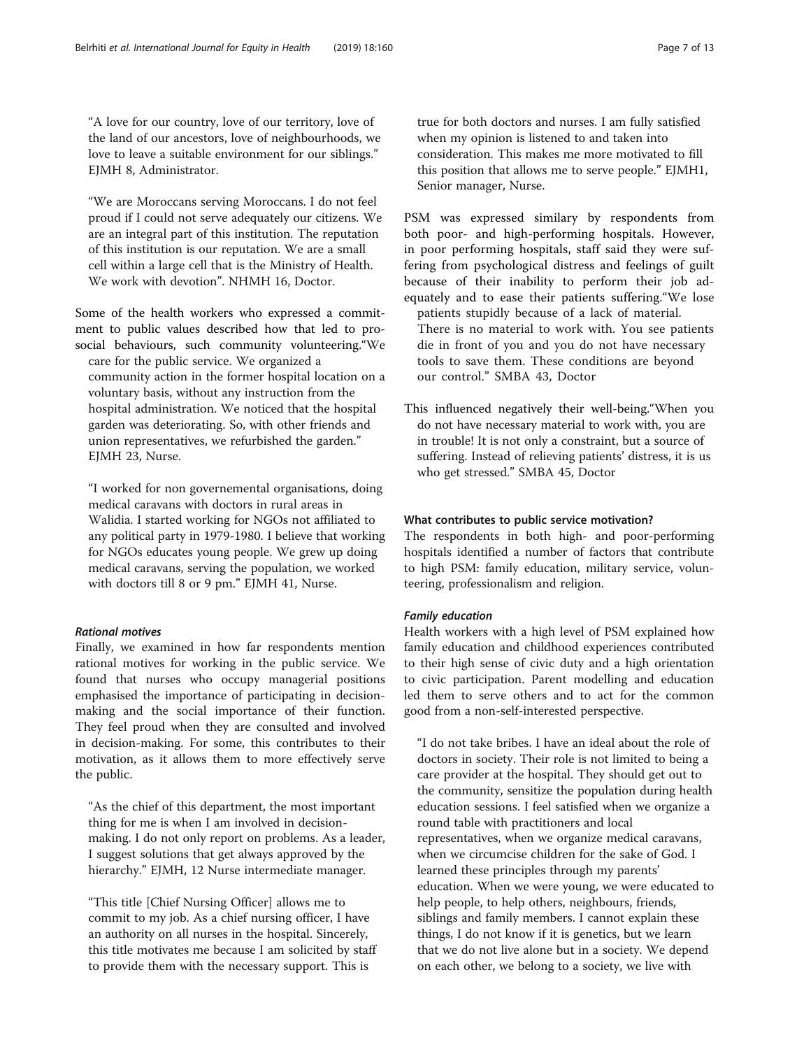"A love for our country, love of our territory, love of the land of our ancestors, love of neighbourhoods, we love to leave a suitable environment for our siblings." EJMH 8, Administrator.

"We are Moroccans serving Moroccans. I do not feel proud if I could not serve adequately our citizens. We are an integral part of this institution. The reputation of this institution is our reputation. We are a small cell within a large cell that is the Ministry of Health. We work with devotion". NHMH 16, Doctor.

Some of the health workers who expressed a commitment to public values described how that led to pro-social behaviours, such community volunteering.

"We care for the public service. We organized a community action in the former hospital location on a voluntary basis, without any instruction from the hospital administration. We noticed that the hospital garden was deteriorating. So, with other friends and union representatives, we refurbished the garden." EJMH 23, Nurse.

"I worked for non governemental organisations, doing medical caravans with doctors in rural areas in Walidia. I started working for NGOs not affiliated to any political party in 1979-1980. I believe that working for NGOs educates young people. We grew up doing medical caravans, serving the population, we worked with doctors till 8 or 9 pm." EJMH 41, Nurse.

#### *Rational motives*

Finally, we examined in how far respondents mention rational motives for working in the public service. We found that nurses who occupy managerial positions emphasised the importance of participating in decision-making and the social importance of their function. They feel proud when they are consulted and involved in decision-making. For some, this contributes to their motivation, as it allows them to more effectively serve the public.

"As the chief of this department, the most important thing for me is when I am involved in decision-making. I do not only report on problems. As a leader, I suggest solutions that get always approved by the hierarchy." EJMH, 12 Nurse intermediate manager.

"This title [Chief Nursing Officer] allows me to commit to my job. As a chief nursing officer, I have an authority on all nurses in the hospital. Sincerely, this title motivates me because I am solicited by staff to provide them with the necessary support. This is true for both doctors and nurses. I am fully satisfied when my opinion is listened to and taken into consideration. This makes me more motivated to fill this position that allows me to serve people." EJMH1, Senior manager, Nurse.

PSM was expressed similary by respondents from both poor- and high-performing hospitals. However, in poor performing hospitals, staff said they were suffering from psychological distress and feelings of guilt because of their inability to perform their job adequately and to ease their patients suffering.

"We lose patients stupidly because of a lack of material. There is no material to work with. You see patients die in front of you and you do not have necessary tools to save them. These conditions are beyond our control." SMBA 43, Doctor

This influenced negatively their well-being.

"When you do not have necessary material to work with, you are in trouble! It is not only a constraint, but a source of suffering. Instead of relieving patients' distress, it is us who get stressed." SMBA 45, Doctor

### What contributes to public service motivation?

The respondents in both high- and poor-performing hospitals identified a number of factors that contribute to high PSM: family education, military service, volunteering, professionalism and religion.

#### *Family education*

Health workers with a high level of PSM explained how family education and childhood experiences contributed to their high sense of civic duty and a high orientation to civic participation. Parent modelling and education led them to serve others and to act for the common good from a non-self-interested perspective.

"I do not take bribes. I have an ideal about the role of doctors in society. Their role is not limited to being a care provider at the hospital. They should get out to the community, sensitize the population during health education sessions. I feel satisfied when we organize a round table with practitioners and local representatives, when we organize medical caravans, when we circumcise children for the sake of God. I learned these principles through my parents' education. When we were young, we were educated to help people, to help others, neighbours, friends, siblings and family members. I cannot explain these things, I do not know if it is genetics, but we learn that we do not live alone but in a society. We depend on each other, we belong to a society, we live with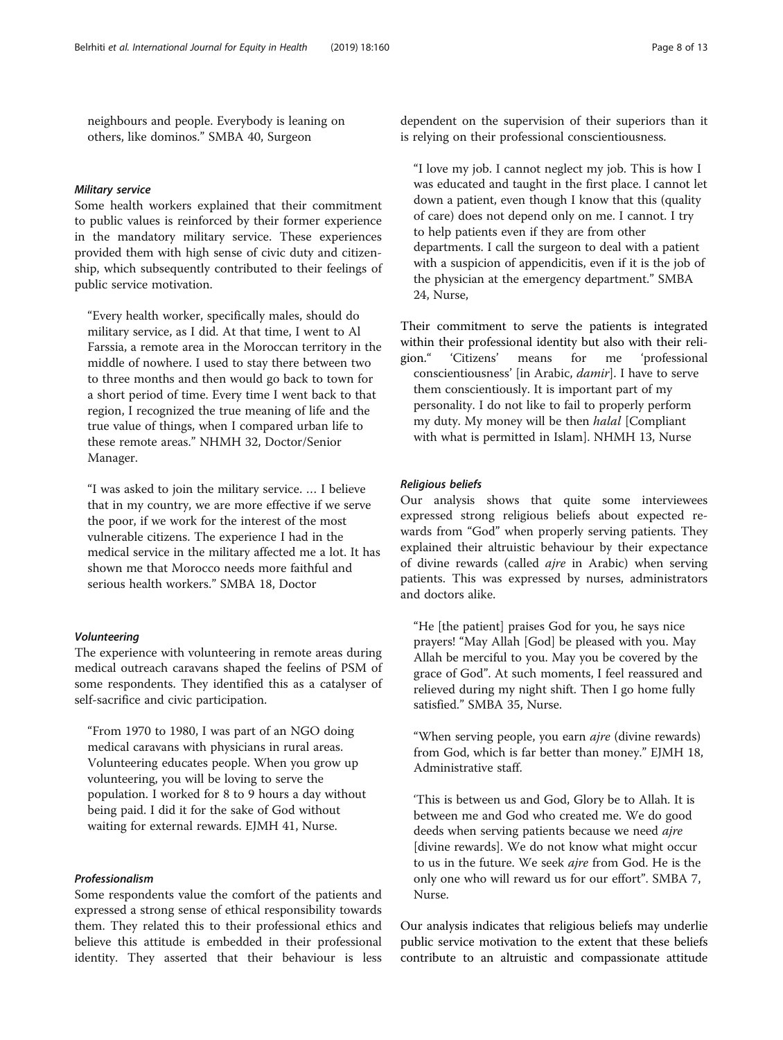neighbours and people. Everybody is leaning on others, like dominos." SMBA 40, Surgeon

#### *Military service*

Some health workers explained that their commitment to public values is reinforced by their former experience in the mandatory military service. These experiences provided them with high sense of civic duty and citizenship, which subsequently contributed to their feelings of public service motivation.

> "Every health worker, specifically males, should do military service, as I did. At that time, I went to Al Farssia, a remote area in the Moroccan territory in the middle of nowhere. I used to stay there between two to three months and then would go back to town for a short period of time. Every time I went back to that region, I recognized the true meaning of life and the true value of things, when I compared urban life to these remote areas." NHMH 32, Doctor/Senior Manager.

> "I was asked to join the military service. … I believe that in my country, we are more effective if we serve the poor, if we work for the interest of the most vulnerable citizens. The experience I had in the medical service in the military affected me a lot. It has shown me that Morocco needs more faithful and serious health workers." SMBA 18, Doctor

#### *Volunteering*

The experience with volunteering in remote areas during medical outreach caravans shaped the feelins of PSM of some respondents. They identified this as a catalyser of self-sacrifice and civic participation.

> "From 1970 to 1980, I was part of an NGO doing medical caravans with physicians in rural areas. Volunteering educates people. When you grow up volunteering, you will be loving to serve the population. I worked for 8 to 9 hours a day without being paid. I did it for the sake of God without waiting for external rewards. EJMH 41, Nurse.

#### *Professionalism*

Some respondents value the comfort of the patients and expressed a strong sense of ethical responsibility towards them. They related this to their professional ethics and believe this attitude is embedded in their professional identity. They asserted that their behaviour is less dependent on the supervision of their superiors than it is relying on their professional conscientiousness.

> "I love my job. I cannot neglect my job. This is how I was educated and taught in the first place. I cannot let down a patient, even though I know that this (quality of care) does not depend only on me. I cannot. I try to help patients even if they are from other departments. I call the surgeon to deal with a patient with a suspicion of appendicitis, even if it is the job of the physician at the emergency department." SMBA 24, Nurse,

Their commitment to serve the patients is integrated within their professional identity but also with their religion." 'Citizens' means for me 'professional conscientiousness' [in Arabic, *damir*]. I have to serve them conscientiously. It is important part of my personality. I do not like to fail to properly perform my duty. My money will be then *halal* [Compliant with what is permitted in Islam]. NHMH 13, Nurse

#### *Religious beliefs*

Our analysis shows that quite some interviewees expressed strong religious beliefs about expected rewards from "God" when properly serving patients. They explained their altruistic behaviour by their expectance of divine rewards (called *ajre* in Arabic) when serving patients. This was expressed by nurses, administrators and doctors alike.

> "He [the patient] praises God for you, he says nice prayers! "May Allah [God] be pleased with you. May Allah be merciful to you. May you be covered by the grace of God". At such moments, I feel reassured and relieved during my night shift. Then I go home fully satisfied." SMBA 35, Nurse.

> "When serving people, you earn *ajre* (divine rewards) from God, which is far better than money." EJMH 18, Administrative staff.

> 'This is between us and God, Glory be to Allah. It is between me and God who created me. We do good deeds when serving patients because we need *ajre* [divine rewards]. We do not know what might occur to us in the future. We seek *ajre* from God. He is the only one who will reward us for our effort". SMBA 7, Nurse.

Our analysis indicates that religious beliefs may underlie public service motivation to the extent that these beliefs contribute to an altruistic and compassionate attitude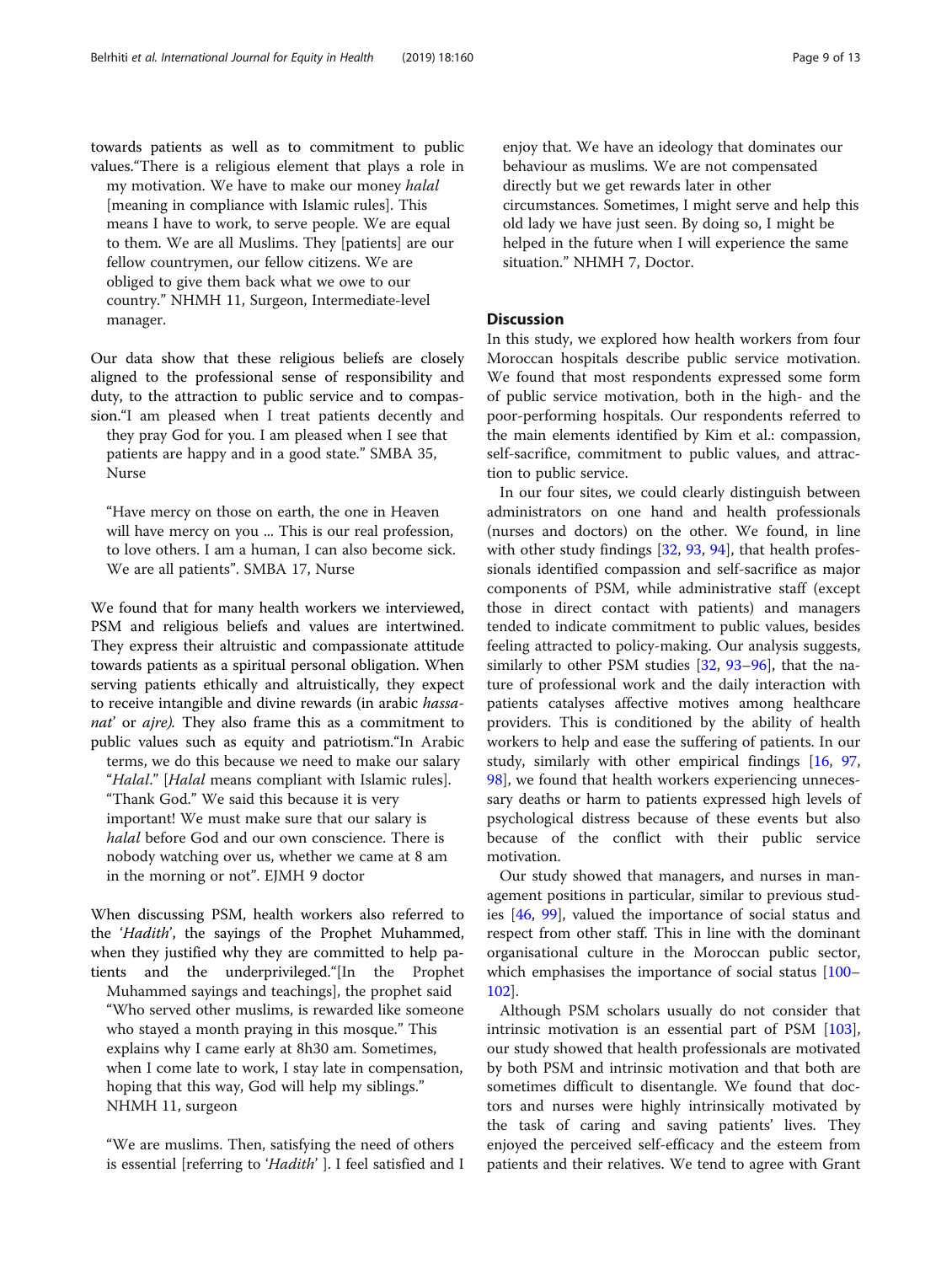towards patients as well as to commitment to public values.

> "There is a religious element that plays a role in my motivation. We have to make our money *halal* [meaning in compliance with Islamic rules]. This means I have to work, to serve people. We are equal to them. We are all Muslims. They [patients] are our fellow countrymen, our fellow citizens. We are obliged to give them back what we owe to our country." NHMH 11, Surgeon, Intermediate-level manager.

Our data show that these religious beliefs are closely aligned to the professional sense of responsibility and duty, to the attraction to public service and to compassion.

> "I am pleased when I treat patients decently and they pray God for you. I am pleased when I see that patients are happy and in a good state." SMBA 35, Nurse

> "Have mercy on those on earth, the one in Heaven will have mercy on you ... This is our real profession, to love others. I am a human, I can also become sick. We are all patients". SMBA 17, Nurse

We found that for many health workers we interviewed, PSM and religious beliefs and values are intertwined. They express their altruistic and compassionate attitude towards patients as a spiritual personal obligation. When serving patients ethically and altruistically, they expect to receive intangible and divine rewards (in arabic *hassanat*' or *ajre)*. They also frame this as a commitment to public values such as equity and patriotism.

> "In Arabic terms, we do this because we need to make our salary "*Halal*." [*Halal* means compliant with Islamic rules]. "Thank God." We said this because it is very important! We must make sure that our salary is *halal* before God and our own conscience. There is nobody watching over us, whether we came at 8 am in the morning or not". EJMH 9 doctor

When discussing PSM, health workers also referred to the '*Hadith*', the sayings of the Prophet Muhammed, when they justified why they are committed to help patients and the underprivileged.

> "[In the Prophet Muhammed sayings and teachings], the prophet said "Who served other muslims, is rewarded like someone who stayed a month praying in this mosque." This explains why I came early at 8h30 am. Sometimes, when I come late to work, I stay late in compensation, hoping that this way, God will help my siblings." NHMH 11, surgeon

> "We are muslims. Then, satisfying the need of others is essential [referring to '*Hadith*' ]. I feel satisfied and I enjoy that. We have an ideology that dominates our behaviour as muslims. We are not compensated directly but we get rewards later in other circumstances. Sometimes, I might serve and help this old lady we have just seen. By doing so, I might be helped in the future when I will experience the same situation." NHMH 7, Doctor.

## Discussion

In this study, we explored how health workers from four Moroccan hospitals describe public service motivation. We found that most respondents expressed some form of public service motivation, both in the high- and the poor-performing hospitals. Our respondents referred to the main elements identified by Kim et al.: compassion, self-sacrifice, commitment to public values, and attraction to public service.

In our four sites, we could clearly distinguish between administrators on one hand and health professionals (nurses and doctors) on the other. We found, in line with other study findings [32, 93, 94], that health professionals identified compassion and self-sacrifice as major components of PSM, while administrative staff (except those in direct contact with patients) and managers tended to indicate commitment to public values, besides feeling attracted to policy-making. Our analysis suggests, similarly to other PSM studies [32, 93–96], that the nature of professional work and the daily interaction with patients catalyses affective motives among healthcare providers. This is conditioned by the ability of health workers to help and ease the suffering of patients. In our study, similarly with other empirical findings [16, 97, 98], we found that health workers experiencing unnecessary deaths or harm to patients expressed high levels of psychological distress because of these events but also because of the conflict with their public service motivation.

Our study showed that managers, and nurses in management positions in particular, similar to previous studies [46, 99], valued the importance of social status and respect from other staff. This in line with the dominant organisational culture in the Moroccan public sector, which emphasises the importance of social status [100–102].

Although PSM scholars usually do not consider that intrinsic motivation is an essential part of PSM [103], our study showed that health professionals are motivated by both PSM and intrinsic motivation and that both are sometimes difficult to disentangle. We found that doctors and nurses were highly intrinsically motivated by the task of caring and saving patients' lives. They enjoyed the perceived self-efficacy and the esteem from patients and their relatives. We tend to agree with Grant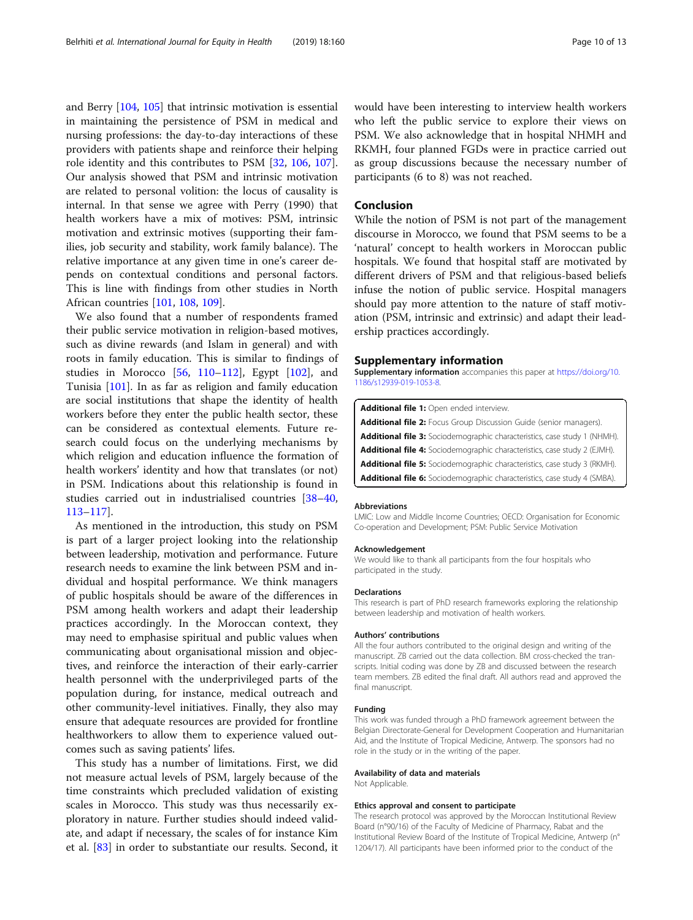and Berry [104, 105] that intrinsic motivation is essential in maintaining the persistence of PSM in medical and nursing professions: the day-to-day interactions of these providers with patients shape and reinforce their helping role identity and this contributes to PSM [32, 106, 107]. Our analysis showed that PSM and intrinsic motivation are related to personal volition: the locus of causality is internal. In that sense we agree with Perry (1990) that health workers have a mix of motives: PSM, intrinsic motivation and extrinsic motives (supporting their families, job security and stability, work family balance). The relative importance at any given time in one's career depends on contextual conditions and personal factors. This is line with findings from other studies in North African countries [101, 108, 109].

We also found that a number of respondents framed their public service motivation in religion-based motives, such as divine rewards (and Islam in general) and with roots in family education. This is similar to findings of studies in Morocco [56, 110–112], Egypt [102], and Tunisia [101]. In as far as religion and family education are social institutions that shape the identity of health workers before they enter the public health sector, these can be considered as contextual elements. Future research could focus on the underlying mechanisms by which religion and education influence the formation of health workers' identity and how that translates (or not) in PSM. Indications about this relationship is found in studies carried out in industrialised countries [38–40, 113–117].

As mentioned in the introduction, this study on PSM is part of a larger project looking into the relationship between leadership, motivation and performance. Future research needs to examine the link between PSM and individual and hospital performance. We think managers of public hospitals should be aware of the differences in PSM among health workers and adapt their leadership practices accordingly. In the Moroccan context, they may need to emphasise spiritual and public values when communicating about organisational mission and objectives, and reinforce the interaction of their early-carrier health personnel with the underprivileged parts of the population during, for instance, medical outreach and other community-level initiatives. Finally, they also may ensure that adequate resources are provided for frontline healthworkers to allow them to experience valued outcomes such as saving patients' lifes.

This study has a number of limitations. First, we did not measure actual levels of PSM, largely because of the time constraints which precluded validation of existing scales in Morocco. This study was thus necessarily exploratory in nature. Further studies should indeed validate, and adapt if necessary, the scales of for instance Kim et al. [83] in order to substantiate our results. Second, it would have been interesting to interview health workers who left the public service to explore their views on PSM. We also acknowledge that in hospital NHMH and RKMH, four planned FGDs were in practice carried out as group discussions because the necessary number of participants (6 to 8) was not reached.

## Conclusion

While the notion of PSM is not part of the management discourse in Morocco, we found that PSM seems to be a 'natural' concept to health workers in Moroccan public hospitals. We found that hospital staff are motivated by different drivers of PSM and that religious-based beliefs infuse the notion of public service. Hospital managers should pay more attention to the nature of staff motivation (PSM, intrinsic and extrinsic) and adapt their leadership practices accordingly.

## Supplementary information

**Supplementary information** accompanies this paper at https://doi.org/10.1186/s12939-019-1053-8.

**Additional file 1:** Open ended interview.
**Additional file 2:** Focus Group Discussion Guide (senior managers).
**Additional file 3:** Sociodemographic characteristics, case study 1 (NHMH).
**Additional file 4:** Sociodemographic characteristics, case study 2 (EJMH).
**Additional file 5:** Sociodemographic characteristics, case study 3 (RKMH).
**Additional file 6:** Sociodemographic characteristics, case study 4 (SMBA).

#### Abbreviations

LMIC: Low and Middle Income Countries; OECD: Organisation for Economic Co-operation and Development; PSM: Public Service Motivation

#### Acknowledgement

We would like to thank all participants from the four hospitals who participated in the study.

#### Declarations

This research is part of PhD research frameworks exploring the relationship between leadership and motivation of health workers.

#### Authors' contributions

All the four authors contributed to the original design and writing of the manuscript. ZB carried out the data collection. BM cross-checked the transcripts. Initial coding was done by ZB and discussed between the research team members. ZB edited the final draft. All authors read and approved the final manuscript.

#### Funding

This work was funded through a PhD framework agreement between the Belgian Directorate-General for Development Cooperation and Humanitarian Aid, and the Institute of Tropical Medicine, Antwerp. The sponsors had no role in the study or in the writing of the paper.

#### Availability of data and materials

Not Applicable.

#### Ethics approval and consent to participate

The research protocol was approved by the Moroccan Institutional Review Board (n°90/16) of the Faculty of Medicine of Pharmacy, Rabat and the Institutional Review Board of the Institute of Tropical Medicine, Antwerp (n° 1204/17). All participants have been informed prior to the conduct of the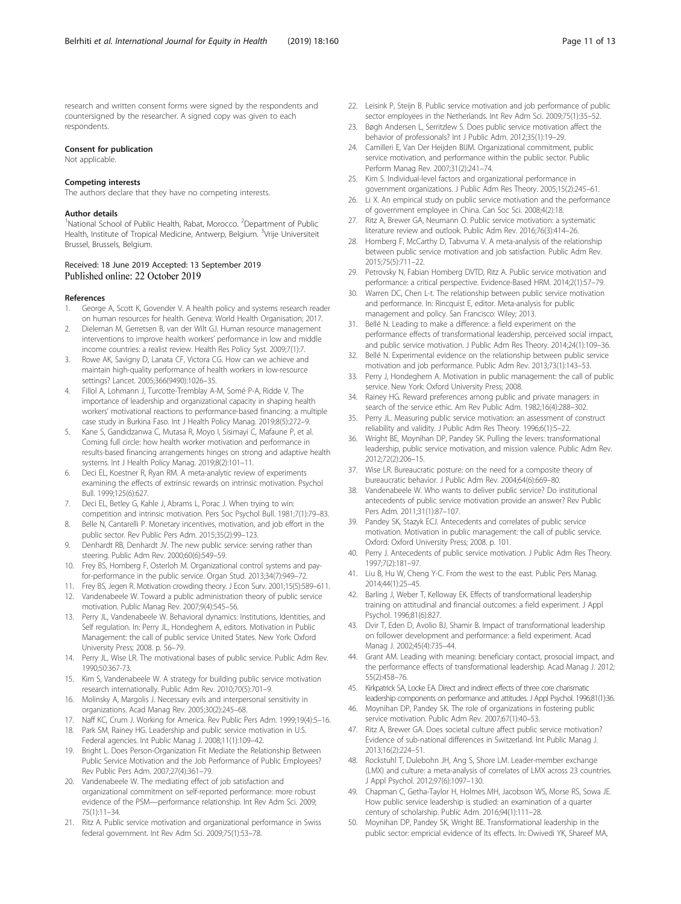research and written consent forms were signed by the respondents and countersigned by the researcher. A signed copy was given to each respondents.

#### Consent for publication

Not applicable.

#### Competing interests

The authors declare that they have no competing interests.

#### Author details

[1]National School of Public Health, Rabat, Morocco. [2]Department of Public Health, Institute of Tropical Medicine, Antwerp, Belgium. [3]Vrije Universiteit Brussel, Brussels, Belgium.

Received: 18 June 2019 Accepted: 13 September 2019
Published online: 22 October 2019

#### References

1. George A, Scott K, Govender V. A health policy and systems research reader on human resources for health. Geneva: World Health Organisation; 2017.
2. Dieleman M, Gerretsen B, van der Wilt GJ. Human resource management interventions to improve health workers' performance in low and middle income countries: a realist review. Health Res Policy Syst. 2009;7(1):7.
3. Rowe AK, Savigny D, Lanata CF, Victora CG. How can we achieve and maintain high-quality performance of health workers in low-resource settings? Lancet. 2005;366(9490):1026–35.
4. Fillol A, Lohmann J, Turcotte-Tremblay A-M, Somé P-A, Ridde V. The importance of leadership and organizational capacity in shaping health workers' motivational reactions to performance-based financing: a multiple case study in Burkina Faso. Int J Health Policy Manag. 2019;8(5):272–9.
5. Kane S, Gandidzanwa C, Mutasa R, Moyo I, Sisimayi C, Mafaune P, et al. Coming full circle: how health worker motivation and performance in results-based financing arrangements hinges on strong and adaptive health systems. Int J Health Policy Manag. 2019;8(2):101–11.
6. Deci EL, Koestner R, Ryan RM. A meta-analytic review of experiments examining the effects of extrinsic rewards on intrinsic motivation. Psychol Bull. 1999;125(6):627.
7. Deci EL, Betley G, Kahle J, Abrams L, Porac J. When trying to win: competition and intrinsic motivation. Pers Soc Psychol Bull. 1981;7(1):79–83.
8. Belle N, Cantarelli P. Monetary incentives, motivation, and job effort in the public sector. Rev Public Pers Adm. 2015;35(2):99–123.
9. Denhardt RB, Denhardt JV. The new public service: serving rather than steering. Public Adm Rev. 2000;60(6):549–59.
10. Frey BS, Homberg F, Osterloh M. Organizational control systems and pay-for-performance in the public service. Organ Stud. 2013;34(7):949–72.
11. Frey BS, Jegen R. Motivation crowding theory. J Econ Surv. 2001;15(5):589–611.
12. Vandenabeele W. Toward a public administration theory of public service motivation. Public Manag Rev. 2007;9(4):545–56.
13. Perry JL, Vandenabeele W. Behavioral dynamics: Institutions, Identities, and Self regulation. In: Perry JL, Hondeghem A, editors. Motivation in Public Management: the call of public service United States. New York: Oxford University Press; 2008. p. 56–79.
14. Perry JL, Wise LR. The motivational bases of public service. Public Adm Rev. 1990;50:367-73.
15. Kim S, Vandenabeele W. A strategy for building public service motivation research internationally. Public Adm Rev. 2010;70(5):701–9.
16. Molinsky A, Margolis J. Necessary evils and interpersonal sensitivity in organizations. Acad Manag Rev. 2005;30(2):245–68.
17. Naff KC, Crum J. Working for America. Rev Public Pers Adm. 1999;19(4):5–16.
18. Park SM, Rainey HG. Leadership and public service motivation in U.S. Federal agencies. Int Public Manag J. 2008;11(1):109–42.
19. Bright L. Does Person-Organization Fit Mediate the Relationship Between Public Service Motivation and the Job Performance of Public Employees? Rev Public Pers Adm. 2007;27(4):361–79.
20. Vandenabeele W. The mediating effect of job satisfaction and organizational commitment on self-reported performance: more robust evidence of the PSM—performance relationship. Int Rev Adm Sci. 2009; 75(1):11–34.
21. Ritz A. Public service motivation and organizational performance in Swiss federal government. Int Rev Adm Sci. 2009;75(1):53–78.
22. Leisink P, Steijn B. Public service motivation and job performance of public sector employees in the Netherlands. Int Rev Adm Sci. 2009;75(1):35–52.
23. Bøgh Andersen L, Serritzlew S. Does public service motivation affect the behavior of professionals? Int J Public Adm. 2012;35(1):19–29.
24. Camilleri E, Van Der Heijden BIJM. Organizational commitment, public service motivation, and performance within the public sector. Public Perform Manag Rev. 2007;31(2):241–74.
25. Kim S. Individual-level factors and organizational performance in government organizations. J Public Adm Res Theory. 2005;15(2):245–61.
26. Li X. An empirical study on public service motivation and the performance of government employee in China. Can Soc Sci. 2008;4(2):18.
27. Ritz A, Brewer GA, Neumann O. Public service motivation: a systematic literature review and outlook. Public Adm Rev. 2016;76(3):414–26.
28. Homberg F, McCarthy D, Tabvuma V. A meta-analysis of the relationship between public service motivation and job satisfaction. Public Adm Rev. 2015;75(5):711–22.
29. Petrovsky N, Fabian Homberg DVTD, Ritz A. Public service motivation and performance: a critical perspective. Evidence-Based HRM. 2014;2(1):57–79.
30. Warren DC, Chen L-t. The relationship between public service motivation and performance. In: Rincquist E, editor. Meta-analysis for public management and policy. San Francisco: Wiley; 2013.
31. Bellé N. Leading to make a difference: a field experiment on the performance effects of transformational leadership, perceived social impact, and public service motivation. J Public Adm Res Theory. 2014;24(1):109–36.
32. Bellé N. Experimental evidence on the relationship between public service motivation and job performance. Public Adm Rev. 2013;73(1):143–53.
33. Perry J, Hondeghem A. Motivation in public management: the call of public service. New York: Oxford University Press; 2008.
34. Rainey HG. Reward preferences among public and private managers: in search of the service ethic. Am Rev Public Adm. 1982;16(4):288–302.
35. Perry JL. Measuring public service motivation: an assessment of construct reliability and validity. J Public Adm Res Theory. 1996;6(1):5–22.
36. Wright BE, Moynihan DP, Pandey SK. Pulling the levers: transformational leadership, public service motivation, and mission valence. Public Adm Rev. 2012;72(2):206–15.
37. Wise LR. Bureaucratic posture: on the need for a composite theory of bureaucratic behavior. J Public Adm Rev. 2004;64(6):669–80.
38. Vandenabeele W. Who wants to deliver public service? Do institutional antecedents of public service motivation provide an answer? Rev Public Pers Adm. 2011;31(1):87–107.
39. Pandey SK, Stazyk ECJ. Antecedents and correlates of public service motivation. Motivation in public management: the call of public service. Oxford: Oxford University Press; 2008. p. 101.
40. Perry J. Antecedents of public service motivation. J Public Adm Res Theory. 1997;7(2):181–97.
41. Liu B, Hu W, Cheng Y-C. From the west to the east. Public Pers Manag. 2014;44(1):25–45.
42. Barling J, Weber T, Kelloway EK. Effects of transformational leadership training on attitudinal and financial outcomes: a field experiment. J Appl Psychol. 1996;81(6):827.
43. Dvir T, Eden D, Avolio BJ, Shamir B. Impact of transformational leadership on follower development and performance: a field experiment. Acad Manag J. 2002;45(4):735–44.
44. Grant AM. Leading with meaning: beneficiary contact, prosocial impact, and the performance effects of transformational leadership. Acad Manag J. 2012; 55(2):458–76.
45. Kirkpatrick SA, Locke EA. Direct and indirect effects of three core charismatic leadership components on performance and attitudes. J Appl Psychol. 1996;81(1):36.
46. Moynihan DP, Pandey SK. The role of organizations in fostering public service motivation. Public Adm Rev. 2007;67(1):40–53.
47. Ritz A, Brewer GA. Does societal culture affect public service motivation? Evidence of sub-national differences in Switzerland. Int Public Manag J. 2013;16(2):224–51.
48. Rockstuhl T, Dulebohn JH, Ang S, Shore LM. Leader-member exchange (LMX) and culture: a meta-analysis of correlates of LMX across 23 countries. J Appl Psychol. 2012;97(6):1097–130.
49. Chapman C, Getha-Taylor H, Holmes MH, Jacobson WS, Morse RS, Sowa JE. How public service leadership is studied: an examination of a quarter century of scholarship. Public Adm. 2016;94(1):111–28.
50. Moynihan DP, Pandey SK, Wright BE. Transformational leadership in the public sector: empricial evidence of Its effects. In: Dwivedi YK, Shareef MA,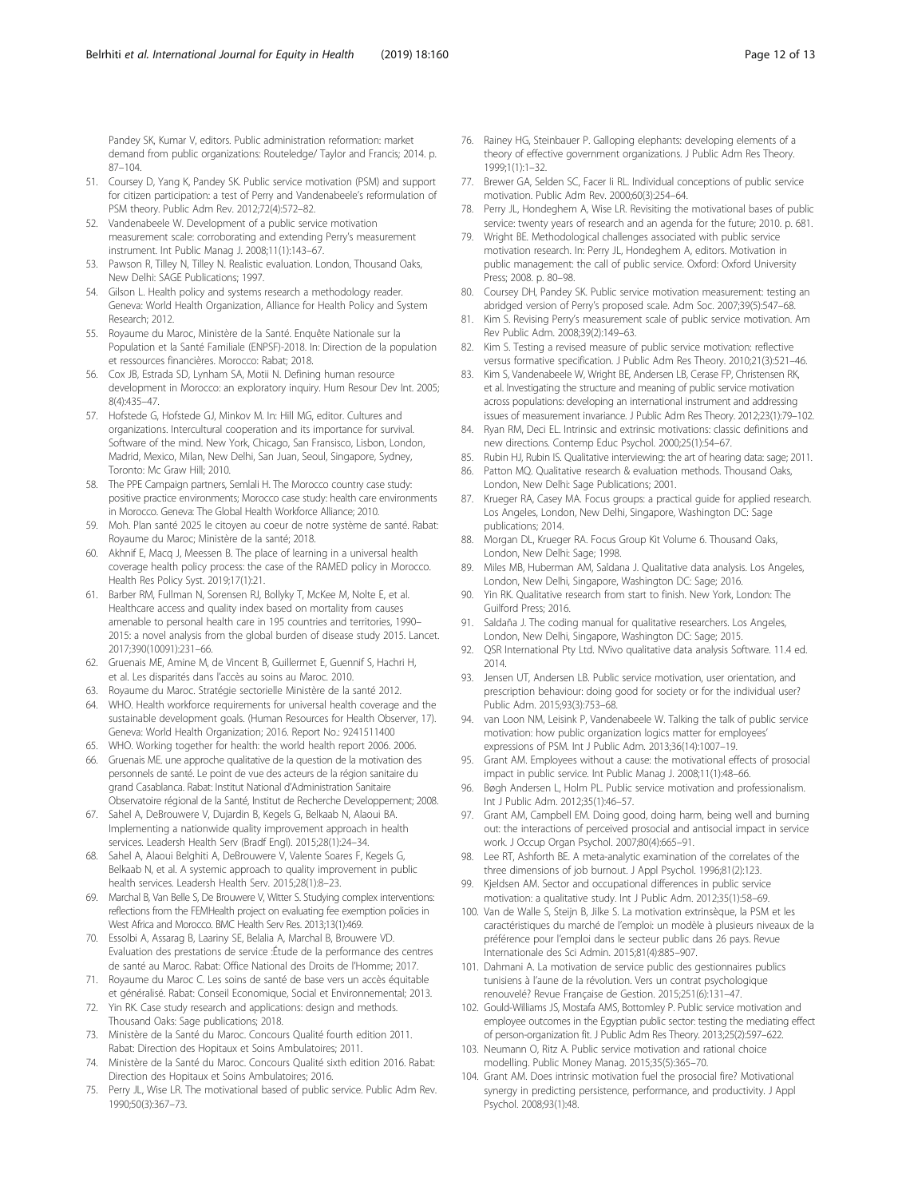Pandey SK, Kumar V, editors. Public administration reformation: market demand from public organizations: Routeledge/ Taylor and Francis; 2014. p. 87–104.

51. Coursey D, Yang K, Pandey SK. Public service motivation (PSM) and support for citizen participation: a test of Perry and Vandenabeele's reformulation of PSM theory. Public Adm Rev. 2012;72(4):572–82.
52. Vandenabeele W. Development of a public service motivation measurement scale: corroborating and extending Perry's measurement instrument. Int Public Manag J. 2008;11(1):143–67.
53. Pawson R, Tilley N, Tilley N. Realistic evaluation. London, Thousand Oaks, New Delhi: SAGE Publications; 1997.
54. Gilson L. Health policy and systems research a methodology reader. Geneva: World Health Organization, Alliance for Health Policy and System Research; 2012.
55. Royaume du Maroc, Ministère de la Santé. Enquête Nationale sur la Population et la Santé Familiale (ENPSF)-2018. In: Direction de la population et ressources financières. Morocco: Rabat; 2018.
56. Cox JB, Estrada SD, Lynham SA, Motii N. Defining human resource development in Morocco: an exploratory inquiry. Hum Resour Dev Int. 2005; 8(4):435–47.
57. Hofstede G, Hofstede GJ, Minkov M. In: Hill MG, editor. Cultures and organizations. Intercultural cooperation and its importance for survival. Software of the mind. New York, Chicago, San Fransisco, Lisbon, London, Madrid, Mexico, Milan, New Delhi, San Juan, Seoul, Singapore, Sydney, Toronto: Mc Graw Hill; 2010.
58. The PPE Campaign partners, Semlali H. The Morocco country case study: positive practice environments; Morocco case study: health care environments in Morocco. Geneva: The Global Health Workforce Alliance; 2010.
59. Moh. Plan santé 2025 le citoyen au coeur de notre système de santé. Rabat: Royaume du Maroc; Ministère de la santé; 2018.
60. Akhnif E, Macq J, Meessen B. The place of learning in a universal health coverage health policy process: the case of the RAMED policy in Morocco. Health Res Policy Syst. 2019;17(1):21.
61. Barber RM, Fullman N, Sorensen RJ, Bollyky T, McKee M, Nolte E, et al. Healthcare access and quality index based on mortality from causes amenable to personal health care in 195 countries and territories, 1990–2015: a novel analysis from the global burden of disease study 2015. Lancet. 2017;390(10091):231–66.
62. Gruenais ME, Amine M, de Vincent B, Guillermet E, Guennif S, Hachri H, et al. Les disparités dans l'accès au soins au Maroc. 2010.
63. Royaume du Maroc. Stratégie sectorielle Ministère de la santé 2012.
64. WHO. Health workforce requirements for universal health coverage and the sustainable development goals. (Human Resources for Health Observer, 17). Geneva: World Health Organization; 2016. Report No.: 9241511400
65. WHO. Working together for health: the world health report 2006. 2006.
66. Gruenais ME. une approche qualitative de la question de la motivation des personnels de santé. Le point de vue des acteurs de la région sanitaire du grand Casablanca. Rabat: Institut National d'Administration Sanitaire Observatoire régional de la Santé, Institut de Recherche Developpement; 2008.
67. Sahel A, DeBrouwere V, Dujardin B, Kegels G, Belkaab N, Alaoui BA. Implementing a nationwide quality improvement approach in health services. Leadersh Health Serv (Bradf Engl). 2015;28(1):24–34.
68. Sahel A, Alaoui Belghiti A, DeBrouwere V, Valente Soares F, Kegels G, Belkaab N, et al. A systemic approach to quality improvement in public health services. Leadersh Health Serv. 2015;28(1):8–23.
69. Marchal B, Van Belle S, De Brouwere V, Witter S. Studying complex interventions: reflections from the FEMHealth project on evaluating fee exemption policies in West Africa and Morocco. BMC Health Serv Res. 2013;13(1):469.
70. Essolbi A, Assarag B, Laariny SE, Belalia A, Marchal B, Brouwere VD. Evaluation des prestations de service :Étude de la performance des centres de santé au Maroc. Rabat: Office National des Droits de l'Homme; 2017.
71. Royaume du Maroc C. Les soins de santé de base vers un accès équitable et généralisé. Rabat: Conseil Economique, Social et Environnemental; 2013.
72. Yin RK. Case study research and applications: design and methods. Thousand Oaks: Sage publications; 2018.
73. Ministère de la Santé du Maroc. Concours Qualité fourth edition 2011. Rabat: Direction des Hopitaux et Soins Ambulatoires; 2011.
74. Ministère de la Santé du Maroc. Concours Qualité sixth edition 2016. Rabat: Direction des Hopitaux et Soins Ambulatoires; 2016.
75. Perry JL, Wise LR. The motivational based of public service. Public Adm Rev. 1990;50(3):367–73.
76. Rainey HG, Steinbauer P. Galloping elephants: developing elements of a theory of effective government organizations. J Public Adm Res Theory. 1999;1(1):1–32.
77. Brewer GA, Selden SC, Facer Ii RL. Individual conceptions of public service motivation. Public Adm Rev. 2000;60(3):254–64.
78. Perry JL, Hondeghem A, Wise LR. Revisiting the motivational bases of public service: twenty years of research and an agenda for the future; 2010. p. 681.
79. Wright BE. Methodological challenges associated with public service motivation research. In: Perry JL, Hondeghem A, editors. Motivation in public management: the call of public service. Oxford: Oxford University Press; 2008. p. 80–98.
80. Coursey DH, Pandey SK. Public service motivation measurement: testing an abridged version of Perry's proposed scale. Adm Soc. 2007;39(5):547–68.
81. Kim S. Revising Perry's measurement scale of public service motivation. Am Rev Public Adm. 2008;39(2):149–63.
82. Kim S. Testing a revised measure of public service motivation: reflective versus formative specification. J Public Adm Res Theory. 2010;21(3):521–46.
83. Kim S, Vandenabeele W, Wright BE, Andersen LB, Cerase FP, Christensen RK, et al. Investigating the structure and meaning of public service motivation across populations: developing an international instrument and addressing issues of measurement invariance. J Public Adm Res Theory. 2012;23(1):79–102.
84. Ryan RM, Deci EL. Intrinsic and extrinsic motivations: classic definitions and new directions. Contemp Educ Psychol. 2000;25(1):54–67.
85. Rubin HJ, Rubin IS. Qualitative interviewing: the art of hearing data: sage; 2011.
86. Patton MQ. Qualitative research & evaluation methods. Thousand Oaks, London, New Delhi: Sage Publications; 2001.
87. Krueger RA, Casey MA. Focus groups: a practical guide for applied research. Los Angeles, London, New Delhi, Singapore, Washington DC: Sage publications; 2014.
88. Morgan DL, Krueger RA. Focus Group Kit Volume 6. Thousand Oaks, London, New Delhi: Sage; 1998.
89. Miles MB, Huberman AM, Saldana J. Qualitative data analysis. Los Angeles, London, New Delhi, Singapore, Washington DC: Sage; 2016.
90. Yin RK. Qualitative research from start to finish. New York, London: The Guilford Press; 2016.
91. Saldaña J. The coding manual for qualitative researchers. Los Angeles, London, New Delhi, Singapore, Washington DC: Sage; 2015.
92. QSR International Pty Ltd. NVivo qualitative data analysis Software. 11.4 ed. 2014.
93. Jensen UT, Andersen LB. Public service motivation, user orientation, and prescription behaviour: doing good for society or for the individual user? Public Adm. 2015;93(3):753–68.
94. van Loon NM, Leisink P, Vandenabeele W. Talking the talk of public service motivation: how public organization logics matter for employees' expressions of PSM. Int J Public Adm. 2013;36(14):1007–19.
95. Grant AM. Employees without a cause: the motivational effects of prosocial impact in public service. Int Public Manag J. 2008;11(1):48–66.
96. Bøgh Andersen L, Holm PL. Public service motivation and professionalism. Int J Public Adm. 2012;35(1):46–57.
97. Grant AM, Campbell EM. Doing good, doing harm, being well and burning out: the interactions of perceived prosocial and antisocial impact in service work. J Occup Organ Psychol. 2007;80(4):665–91.
98. Lee RT, Ashforth BE. A meta-analytic examination of the correlates of the three dimensions of job burnout. J Appl Psychol. 1996;81(2):123.
99. Kjeldsen AM. Sector and occupational differences in public service motivation: a qualitative study. Int J Public Adm. 2012;35(1):58–69.
100. Van de Walle S, Steijn B, Jilke S. La motivation extrinsèque, la PSM et les caractéristiques du marché de l'emploi: un modèle à plusieurs niveaux de la préférence pour l'emploi dans le secteur public dans 26 pays. Revue Internationale des Sci Admin. 2015;81(4):885–907.
101. Dahmani A. La motivation de service public des gestionnaires publics tunisiens à l'aune de la révolution. Vers un contrat psychologique renouvelé? Revue Française de Gestion. 2015;251(6):131–47.
102. Gould-Williams JS, Mostafa AMS, Bottomley P. Public service motivation and employee outcomes in the Egyptian public sector: testing the mediating effect of person-organization fit. J Public Adm Res Theory. 2013;25(2):597–622.
103. Neumann O, Ritz A. Public service motivation and rational choice modelling. Public Money Manag. 2015;35(5):365–70.
104. Grant AM. Does intrinsic motivation fuel the prosocial fire? Motivational synergy in predicting persistence, performance, and productivity. J Appl Psychol. 2008;93(1):48.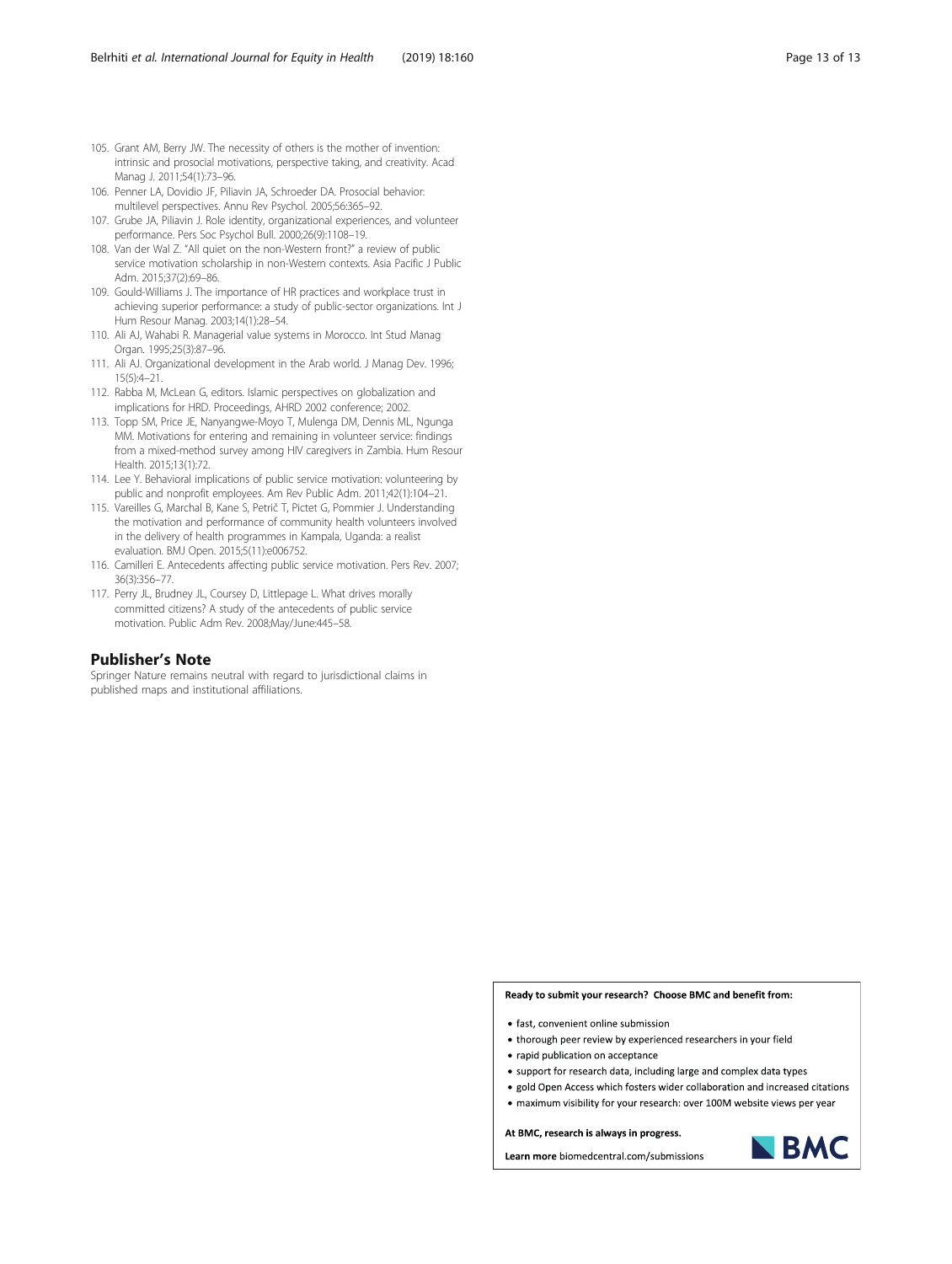105. Grant AM, Berry JW. The necessity of others is the mother of invention: intrinsic and prosocial motivations, perspective taking, and creativity. Acad Manag J. 2011;54(1):73–96.
106. Penner LA, Dovidio JF, Piliavin JA, Schroeder DA. Prosocial behavior: multilevel perspectives. Annu Rev Psychol. 2005;56:365–92.
107. Grube JA, Piliavin J. Role identity, organizational experiences, and volunteer performance. Pers Soc Psychol Bull. 2000;26(9):1108–19.
108. Van der Wal Z. "All quiet on the non-Western front?" a review of public service motivation scholarship in non-Western contexts. Asia Pacific J Public Adm. 2015;37(2):69–86.
109. Gould-Williams J. The importance of HR practices and workplace trust in achieving superior performance: a study of public-sector organizations. Int J Hum Resour Manag. 2003;14(1):28–54.
110. Ali AJ, Wahabi R. Managerial value systems in Morocco. Int Stud Manag Organ. 1995;25(3):87–96.
111. Ali AJ. Organizational development in the Arab world. J Manag Dev. 1996; 15(5):4–21.
112. Rabba M, McLean G, editors. Islamic perspectives on globalization and implications for HRD. Proceedings, AHRD 2002 conference; 2002.
113. Topp SM, Price JE, Nanyangwe-Moyo T, Mulenga DM, Dennis ML, Ngunga MM. Motivations for entering and remaining in volunteer service: findings from a mixed-method survey among HIV caregivers in Zambia. Hum Resour Health. 2015;13(1):72.
114. Lee Y. Behavioral implications of public service motivation: volunteering by public and nonprofit employees. Am Rev Public Adm. 2011;42(1):104–21.
115. Vareilles G, Marchal B, Kane S, Petrič T, Pictet G, Pommier J. Understanding the motivation and performance of community health volunteers involved in the delivery of health programmes in Kampala, Uganda: a realist evaluation. BMJ Open. 2015;5(11):e006752.
116. Camilleri E. Antecedents affecting public service motivation. Pers Rev. 2007; 36(3):356–77.
117. Perry JL, Brudney JL, Coursey D, Littlepage L. What drives morally committed citizens? A study of the antecedents of public service motivation. Public Adm Rev. 2008;May/June:445–58.

## Publisher's Note

Springer Nature remains neutral with regard to jurisdictional claims in published maps and institutional affiliations.

**Ready to submit your research? Choose BMC and benefit from:**

- fast, convenient online submission
- thorough peer review by experienced researchers in your field
- rapid publication on acceptance
- support for research data, including large and complex data types
- gold Open Access which fosters wider collaboration and increased citations
- maximum visibility for your research: over 100M website views per year

**At BMC, research is always in progress.**

**Learn more** biomedcentral.com/submissions

BMC